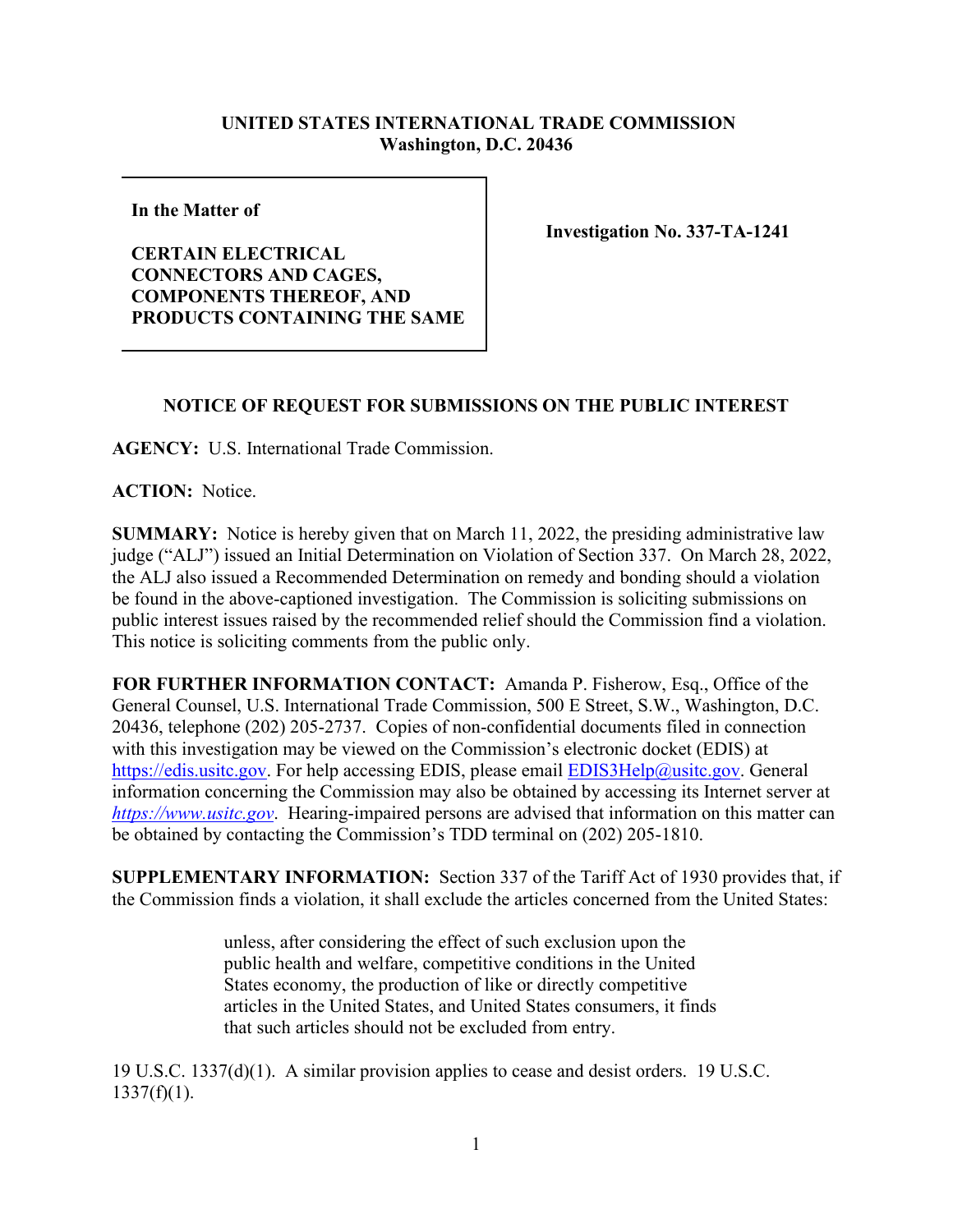**UNITED STATES INTERNATIONAL TRADE COMMISSION**
**Washington, D.C. 20436**

| In the Matter of<br><br>**CERTAIN ELECTRICAL CONNECTORS AND CAGES, COMPONENTS THEREOF, AND PRODUCTS CONTAINING THE SAME** | **Investigation No. 337-TA-1241** |
|---|---|

## NOTICE OF REQUEST FOR SUBMISSIONS ON THE PUBLIC INTEREST

**AGENCY:** U.S. International Trade Commission.

**ACTION:** Notice.

**SUMMARY:** Notice is hereby given that on March 11, 2022, the presiding administrative law judge ("ALJ") issued an Initial Determination on Violation of Section 337. On March 28, 2022, the ALJ also issued a Recommended Determination on remedy and bonding should a violation be found in the above-captioned investigation. The Commission is soliciting submissions on public interest issues raised by the recommended relief should the Commission find a violation. This notice is soliciting comments from the public only.

**FOR FURTHER INFORMATION CONTACT:** Amanda P. Fisherow, Esq., Office of the General Counsel, U.S. International Trade Commission, 500 E Street, S.W., Washington, D.C. 20436, telephone (202) 205-2737. Copies of non-confidential documents filed in connection with this investigation may be viewed on the Commission's electronic docket (EDIS) at https://edis.usitc.gov. For help accessing EDIS, please email EDIS3Help@usitc.gov. General information concerning the Commission may also be obtained by accessing its Internet server at *https://www.usitc.gov*. Hearing-impaired persons are advised that information on this matter can be obtained by contacting the Commission's TDD terminal on (202) 205-1810.

**SUPPLEMENTARY INFORMATION:** Section 337 of the Tariff Act of 1930 provides that, if the Commission finds a violation, it shall exclude the articles concerned from the United States:

> unless, after considering the effect of such exclusion upon the public health and welfare, competitive conditions in the United States economy, the production of like or directly competitive articles in the United States, and United States consumers, it finds that such articles should not be excluded from entry.

19 U.S.C. 1337(d)(1). A similar provision applies to cease and desist orders. 19 U.S.C. 1337(f)(1).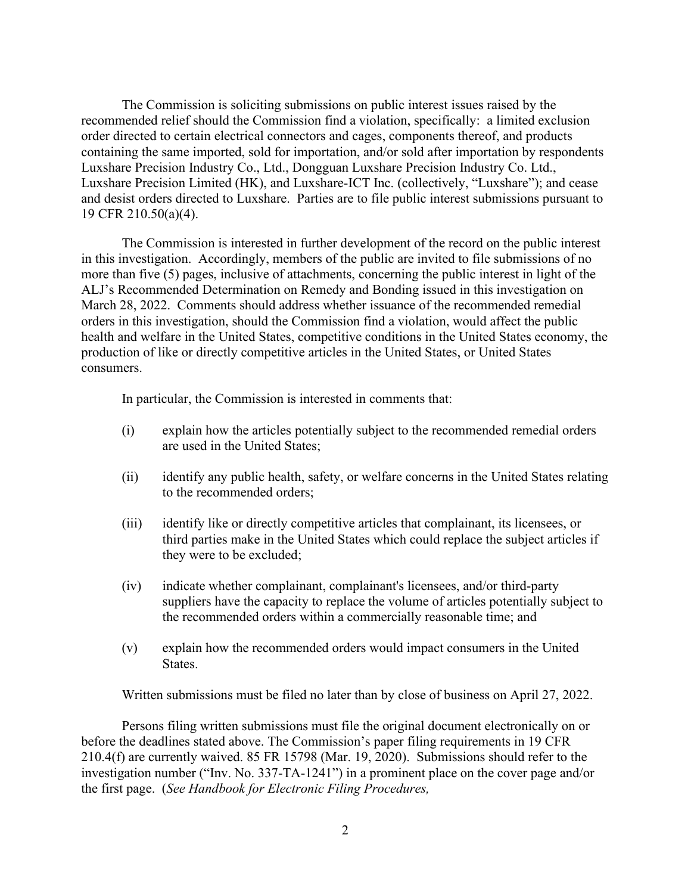The Commission is soliciting submissions on public interest issues raised by the recommended relief should the Commission find a violation, specifically: a limited exclusion order directed to certain electrical connectors and cages, components thereof, and products containing the same imported, sold for importation, and/or sold after importation by respondents Luxshare Precision Industry Co., Ltd., Dongguan Luxshare Precision Industry Co. Ltd., Luxshare Precision Limited (HK), and Luxshare-ICT Inc. (collectively, "Luxshare"); and cease and desist orders directed to Luxshare. Parties are to file public interest submissions pursuant to 19 CFR 210.50(a)(4).

The Commission is interested in further development of the record on the public interest in this investigation. Accordingly, members of the public are invited to file submissions of no more than five (5) pages, inclusive of attachments, concerning the public interest in light of the ALJ's Recommended Determination on Remedy and Bonding issued in this investigation on March 28, 2022. Comments should address whether issuance of the recommended remedial orders in this investigation, should the Commission find a violation, would affect the public health and welfare in the United States, competitive conditions in the United States economy, the production of like or directly competitive articles in the United States, or United States consumers.

In particular, the Commission is interested in comments that:

(i) explain how the articles potentially subject to the recommended remedial orders are used in the United States;

(ii) identify any public health, safety, or welfare concerns in the United States relating to the recommended orders;

(iii) identify like or directly competitive articles that complainant, its licensees, or third parties make in the United States which could replace the subject articles if they were to be excluded;

(iv) indicate whether complainant, complainant's licensees, and/or third-party suppliers have the capacity to replace the volume of articles potentially subject to the recommended orders within a commercially reasonable time; and

(v) explain how the recommended orders would impact consumers in the United States.

Written submissions must be filed no later than by close of business on April 27, 2022.

Persons filing written submissions must file the original document electronically on or before the deadlines stated above. The Commission's paper filing requirements in 19 CFR 210.4(f) are currently waived. 85 FR 15798 (Mar. 19, 2020). Submissions should refer to the investigation number ("Inv. No. 337-TA-1241") in a prominent place on the cover page and/or the first page. (*See Handbook for Electronic Filing Procedures,*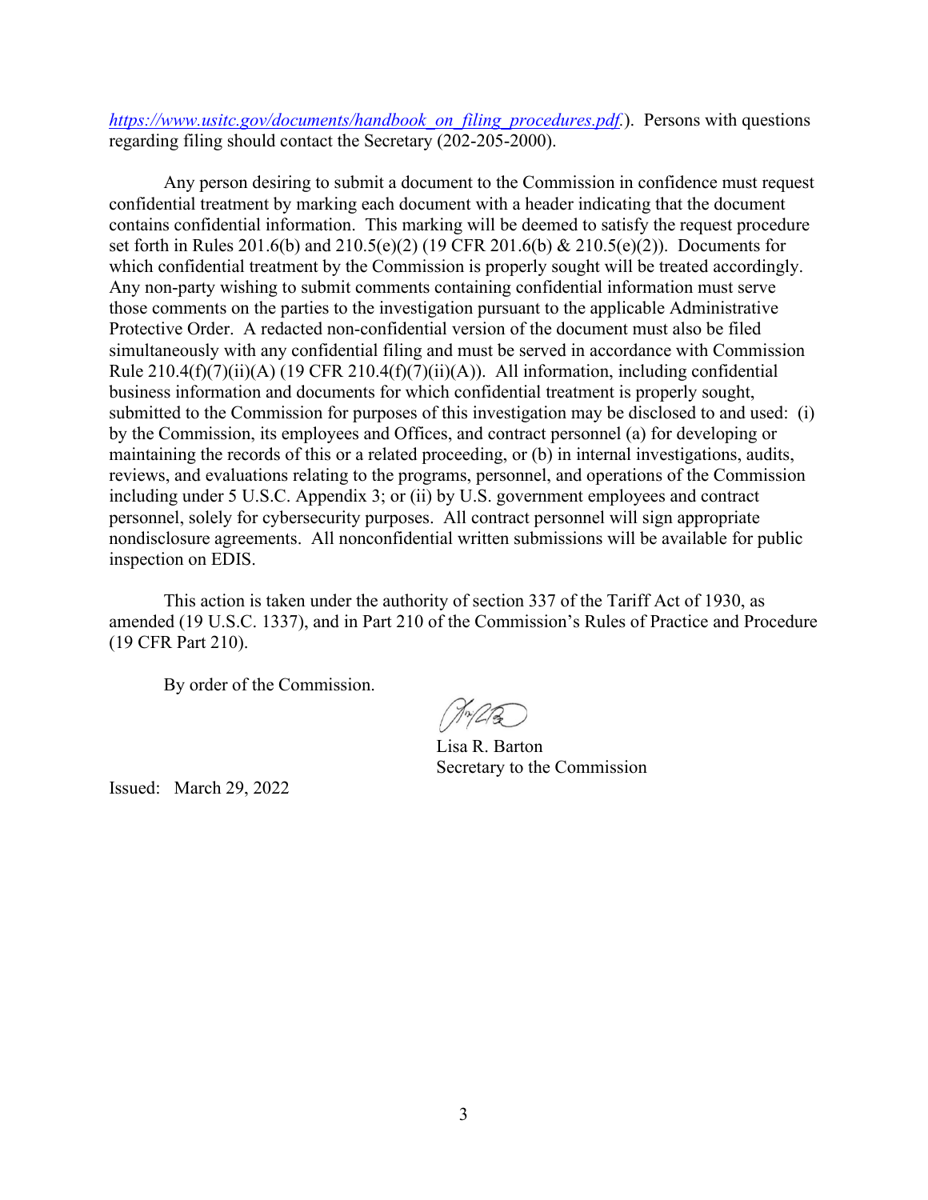https://www.usitc.gov/documents/handbook_on_filing_procedures.pdf.). Persons with questions regarding filing should contact the Secretary (202-205-2000).

Any person desiring to submit a document to the Commission in confidence must request confidential treatment by marking each document with a header indicating that the document contains confidential information. This marking will be deemed to satisfy the request procedure set forth in Rules 201.6(b) and 210.5(e)(2) (19 CFR 201.6(b) & 210.5(e)(2)). Documents for which confidential treatment by the Commission is properly sought will be treated accordingly. Any non-party wishing to submit comments containing confidential information must serve those comments on the parties to the investigation pursuant to the applicable Administrative Protective Order. A redacted non-confidential version of the document must also be filed simultaneously with any confidential filing and must be served in accordance with Commission Rule 210.4(f)(7)(ii)(A) (19 CFR 210.4(f)(7)(ii)(A)). All information, including confidential business information and documents for which confidential treatment is properly sought, submitted to the Commission for purposes of this investigation may be disclosed to and used: (i) by the Commission, its employees and Offices, and contract personnel (a) for developing or maintaining the records of this or a related proceeding, or (b) in internal investigations, audits, reviews, and evaluations relating to the programs, personnel, and operations of the Commission including under 5 U.S.C. Appendix 3; or (ii) by U.S. government employees and contract personnel, solely for cybersecurity purposes. All contract personnel will sign appropriate nondisclosure agreements. All nonconfidential written submissions will be available for public inspection on EDIS.

This action is taken under the authority of section 337 of the Tariff Act of 1930, as amended (19 U.S.C. 1337), and in Part 210 of the Commission's Rules of Practice and Procedure (19 CFR Part 210).

By order of the Commission.

Lisa R. Barton
Secretary to the Commission

Issued: March 29, 2022